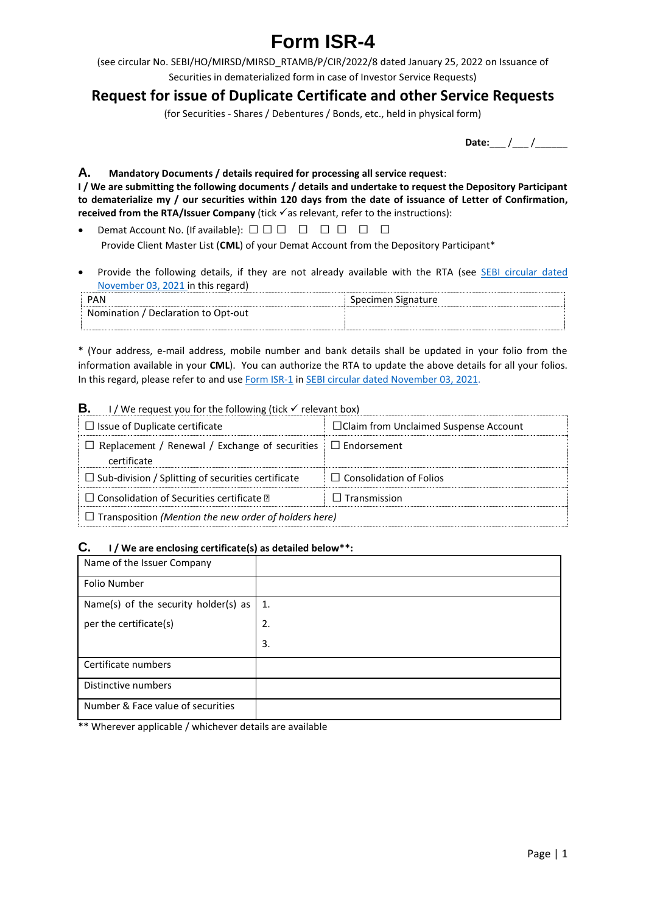# Form ISR-4

(see circular No. SEBI/HO/MIRSD/MIRSD_RTAMB/P/CIR/2022/8 dated January 25, 2022 on Issuance of Securities in dematerialized form in case of Investor Service Requests)

## Request for issue of Duplicate Certificate and other Service Requests

(for Securities - Shares / Debentures / Bonds, etc., held in physical form)

**Date:**___ /___ /______

**A. Mandatory Documents / details required for processing all service request**:

**I / We are submitting the following documents / details and undertake to request the Depository Participant to dematerialize my / our securities within 120 days from the date of issuance of Letter of Confirmation, received from the RTA/Issuer Company** (tick ✓as relevant, refer to the instructions):

- Demat Account No. (If available): ☐ ☐ ☐ ☐ ☐ ☐ ☐ ☐

  Provide Client Master List (**CML**) of your Demat Account from the Depository Participant*

- Provide the following details, if they are not already available with the RTA (see SEBI circular dated November 03, 2021 in this regard)

| PAN | Specimen Signature |
|---|---|
| Nomination / Declaration to Opt-out | |

* (Your address, e-mail address, mobile number and bank details shall be updated in your folio from the information available in your **CML**). You can authorize the RTA to update the above details for all your folios. In this regard, please refer to and use Form ISR-1 in SEBI circular dated November 03, 2021.

**B.** I / We request you for the following (tick ✓ relevant box)

| | |
|---|---|
| ☐ Issue of Duplicate certificate | ☐Claim from Unclaimed Suspense Account |
| ☐ Replacement / Renewal / Exchange of securities certificate | ☐ Endorsement |
| ☐ Sub-division / Splitting of securities certificate | ☐ Consolidation of Folios |
| ☐ Consolidation of Securities certificate | ☐ Transmission |
| ☐ Transposition *(Mention the new order of holders here)* | |

**C. I / We are enclosing certificate(s) as detailed below\*\*:**

| | |
|---|---|
| Name of the Issuer Company | |
| Folio Number | |
| Name(s) of the security holder(s) as per the certificate(s) | 1.<br>2.<br>3. |
| Certificate numbers | |
| Distinctive numbers | |
| Number & Face value of securities | |

** Wherever applicable / whichever details are available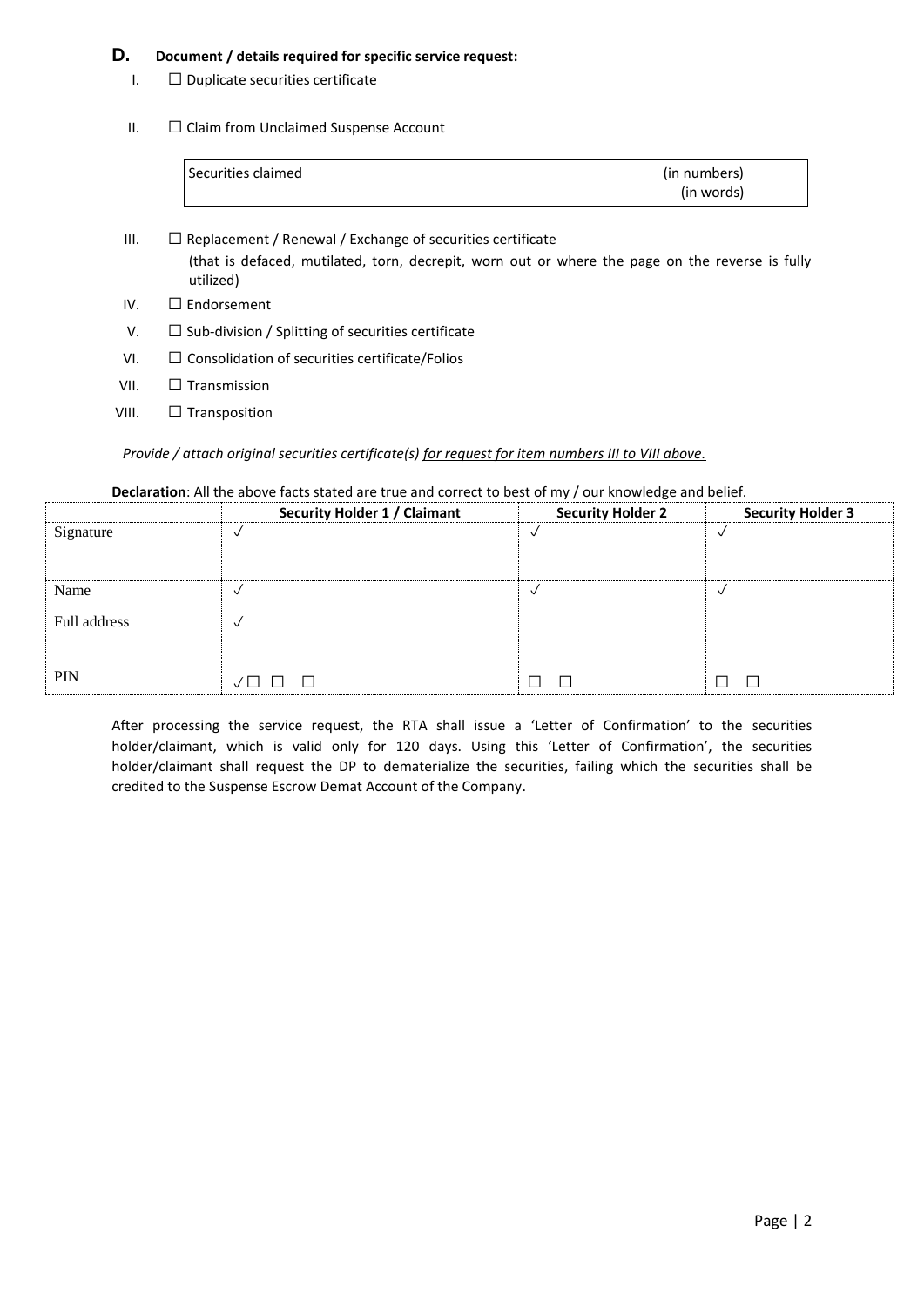## D. Document / details required for specific service request:

I. ☐ Duplicate securities certificate

II. ☐ Claim from Unclaimed Suspense Account

| | |
|---|---|
| Securities claimed | (in numbers)<br>(in words) |

III. ☐ Replacement / Renewal / Exchange of securities certificate
(that is defaced, mutilated, torn, decrepit, worn out or where the page on the reverse is fully utilized)

IV. ☐ Endorsement

V. ☐ Sub-division / Splitting of securities certificate

VI. ☐ Consolidation of securities certificate/Folios

VII. ☐ Transmission

VIII. ☐ Transposition

*Provide / attach original securities certificate(s) for request for item numbers III to VIII above.*

**Declaration**: All the above facts stated are true and correct to best of my / our knowledge and belief.

| | Security Holder 1 / Claimant | Security Holder 2 | Security Holder 3 |
|---|---|---|---|
| Signature | ✓ | ✓ | ✓ |
| Name | ✓ | ✓ | ✓ |
| Full address | ✓ | | |
| PIN | ✓☐ ☐ ☐ | ☐ ☐ | ☐ ☐ |

After processing the service request, the RTA shall issue a 'Letter of Confirmation' to the securities holder/claimant, which is valid only for 120 days. Using this 'Letter of Confirmation', the securities holder/claimant shall request the DP to dematerialize the securities, failing which the securities shall be credited to the Suspense Escrow Demat Account of the Company.